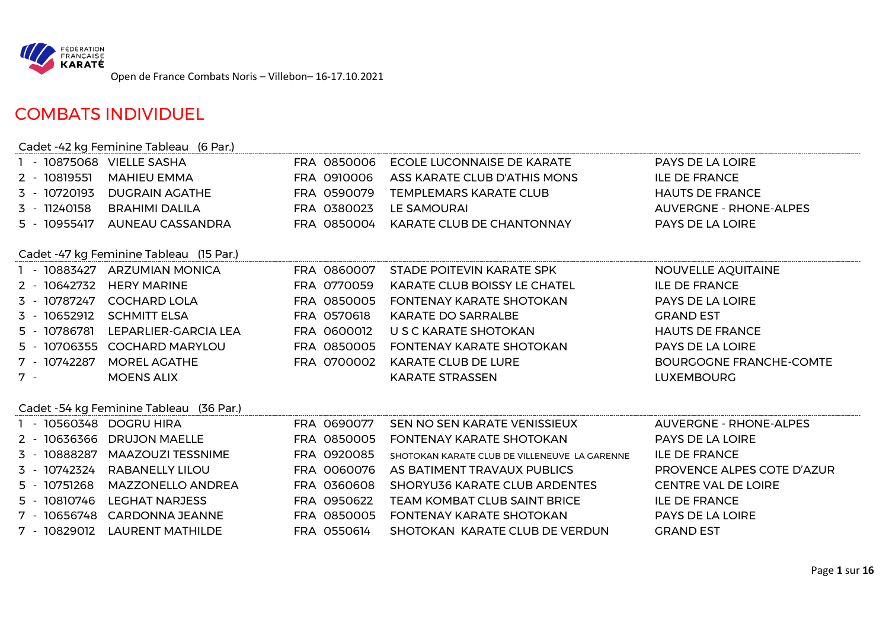FÉDÉRATION FRANÇAISE KARATÉ

Open de France Combats Noris – Villebon– 16-17.10.2021

# COMBATS INDIVIDUEL

## Cadet -42 kg Feminine Tableau (6 Par.)

| | | | | | |
|---|---|---|---|---|---|
| 1 - | 10875068 | VIELLE SASHA | FRA 0850006 | ECOLE LUCONNAISE DE KARATE | PAYS DE LA LOIRE |
| 2 - | 10819551 | MAHIEU EMMA | FRA 0910006 | ASS KARATE CLUB D'ATHIS MONS | ILE DE FRANCE |
| 3 - | 10720193 | DUGRAIN AGATHE | FRA 0590079 | TEMPLEMARS KARATE CLUB | HAUTS DE FRANCE |
| 3 - | 11240158 | BRAHIMI DALILA | FRA 0380023 | LE SAMOURAI | AUVERGNE - RHONE-ALPES |
| 5 - | 10955417 | AUNEAU CASSANDRA | FRA 0850004 | KARATE CLUB DE CHANTONNAY | PAYS DE LA LOIRE |

## Cadet -47 kg Feminine Tableau (15 Par.)

| | | | | | |
|---|---|---|---|---|---|
| 1 - | 10883427 | ARZUMIAN MONICA | FRA 0860007 | STADE POITEVIN KARATE SPK | NOUVELLE AQUITAINE |
| 2 - | 10642732 | HERY MARINE | FRA 0770059 | KARATE CLUB BOISSY LE CHATEL | ILE DE FRANCE |
| 3 - | 10787247 | COCHARD LOLA | FRA 0850005 | FONTENAY KARATE SHOTOKAN | PAYS DE LA LOIRE |
| 3 - | 10652912 | SCHMITT ELSA | FRA 0570618 | KARATE DO SARRALBE | GRAND EST |
| 5 - | 10786781 | LEPARLIER-GARCIA LEA | FRA 0600012 | U S C KARATE SHOTOKAN | HAUTS DE FRANCE |
| 5 - | 10706355 | COCHARD MARYLOU | FRA 0850005 | FONTENAY KARATE SHOTOKAN | PAYS DE LA LOIRE |
| 7 - | 10742287 | MOREL AGATHE | FRA 0700002 | KARATE CLUB DE LURE | BOURGOGNE FRANCHE-COMTE |
| 7 - | | MOENS ALIX | | KARATE STRASSEN | LUXEMBOURG |

## Cadet -54 kg Feminine Tableau (36 Par.)

| | | | | | |
|---|---|---|---|---|---|
| 1 - | 10560348 | DOGRU HIRA | FRA 0690077 | SEN NO SEN KARATE VENISSIEUX | AUVERGNE - RHONE-ALPES |
| 2 - | 10636366 | DRUJON MAELLE | FRA 0850005 | FONTENAY KARATE SHOTOKAN | PAYS DE LA LOIRE |
| 3 - | 10888287 | MAAZOUZI TESSNIME | FRA 0920085 | SHOTOKAN KARATE CLUB DE VILLENEUVE LA GARENNE | ILE DE FRANCE |
| 3 - | 10742324 | RABANELLY LILOU | FRA 0060076 | AS BATIMENT TRAVAUX PUBLICS | PROVENCE ALPES COTE D'AZUR |
| 5 - | 10751268 | MAZZONELLO ANDREA | FRA 0360608 | SHORYU36 KARATE CLUB ARDENTES | CENTRE VAL DE LOIRE |
| 5 - | 10810746 | LEGHAT NARJESS | FRA 0950622 | TEAM KOMBAT CLUB SAINT BRICE | ILE DE FRANCE |
| 7 - | 10656748 | CARDONNA JEANNE | FRA 0850005 | FONTENAY KARATE SHOTOKAN | PAYS DE LA LOIRE |
| 7 - | 10829012 | LAURENT MATHILDE | FRA 0550614 | SHOTOKAN KARATE CLUB DE VERDUN | GRAND EST |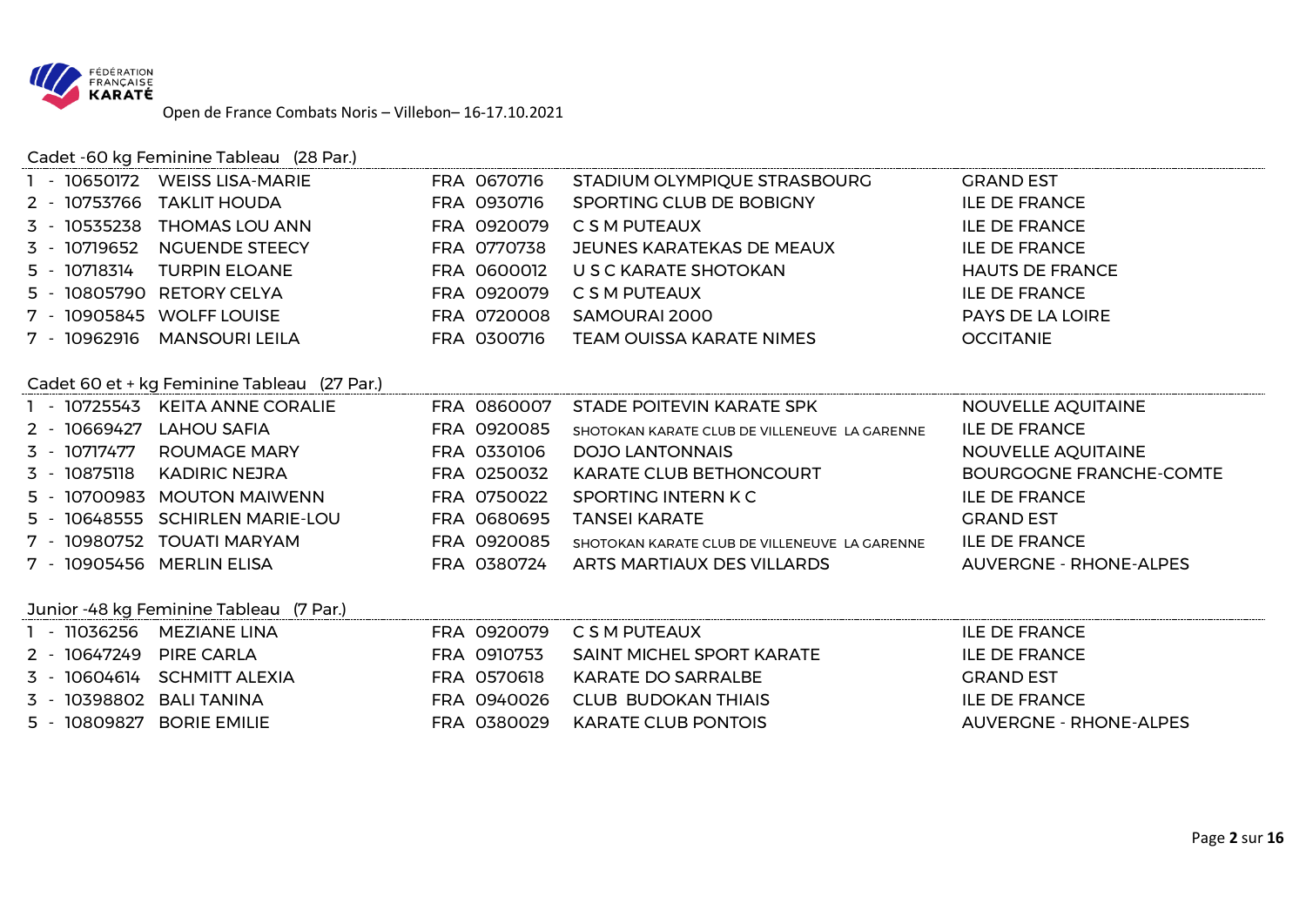Open de France Combats Noris – Villebon– 16-17.10.2021

## Cadet -60 kg Feminine Tableau (28 Par.)

| | | | | | |
|---|---|---|---|---|---|
| 1 - | 10650172 | WEISS LISA-MARIE | FRA 0670716 | STADIUM OLYMPIQUE STRASBOURG | GRAND EST |
| 2 - | 10753766 | TAKLIT HOUDA | FRA 0930716 | SPORTING CLUB DE BOBIGNY | ILE DE FRANCE |
| 3 - | 10535238 | THOMAS LOU ANN | FRA 0920079 | C S M PUTEAUX | ILE DE FRANCE |
| 3 - | 10719652 | NGUENDE STEECY | FRA 0770738 | JEUNES KARATEKAS DE MEAUX | ILE DE FRANCE |
| 5 - | 10718314 | TURPIN ELOANE | FRA 0600012 | U S C KARATE SHOTOKAN | HAUTS DE FRANCE |
| 5 - | 10805790 | RETORY CELYA | FRA 0920079 | C S M PUTEAUX | ILE DE FRANCE |
| 7 - | 10905845 | WOLFF LOUISE | FRA 0720008 | SAMOURAI 2000 | PAYS DE LA LOIRE |
| 7 - | 10962916 | MANSOURI LEILA | FRA 0300716 | TEAM OUISSA KARATE NIMES | OCCITANIE |

## Cadet 60 et + kg Feminine Tableau (27 Par.)

| | | | | | |
|---|---|---|---|---|---|
| 1 - | 10725543 | KEITA ANNE CORALIE | FRA 0860007 | STADE POITEVIN KARATE SPK | NOUVELLE AQUITAINE |
| 2 - | 10669427 | LAHOU SAFIA | FRA 0920085 | SHOTOKAN KARATE CLUB DE VILLENEUVE LA GARENNE | ILE DE FRANCE |
| 3 - | 10717477 | ROUMAGE MARY | FRA 0330106 | DOJO LANTONNAIS | NOUVELLE AQUITAINE |
| 3 - | 10875118 | KADIRIC NEJRA | FRA 0250032 | KARATE CLUB BETHONCOURT | BOURGOGNE FRANCHE-COMTE |
| 5 - | 10700983 | MOUTON MAIWENN | FRA 0750022 | SPORTING INTERN K C | ILE DE FRANCE |
| 5 - | 10648555 | SCHIRLEN MARIE-LOU | FRA 0680695 | TANSEI KARATE | GRAND EST |
| 7 - | 10980752 | TOUATI MARYAM | FRA 0920085 | SHOTOKAN KARATE CLUB DE VILLENEUVE LA GARENNE | ILE DE FRANCE |
| 7 - | 10905456 | MERLIN ELISA | FRA 0380724 | ARTS MARTIAUX DES VILLARDS | AUVERGNE - RHONE-ALPES |

## Junior -48 kg Feminine Tableau (7 Par.)

| | | | | | |
|---|---|---|---|---|---|
| 1 - | 11036256 | MEZIANE LINA | FRA 0920079 | C S M PUTEAUX | ILE DE FRANCE |
| 2 - | 10647249 | PIRE CARLA | FRA 0910753 | SAINT MICHEL SPORT KARATE | ILE DE FRANCE |
| 3 - | 10604614 | SCHMITT ALEXIA | FRA 0570618 | KARATE DO SARRALBE | GRAND EST |
| 3 - | 10398802 | BALI TANINA | FRA 0940026 | CLUB BUDOKAN THIAIS | ILE DE FRANCE |
| 5 - | 10809827 | BORIE EMILIE | FRA 0380029 | KARATE CLUB PONTOIS | AUVERGNE - RHONE-ALPES |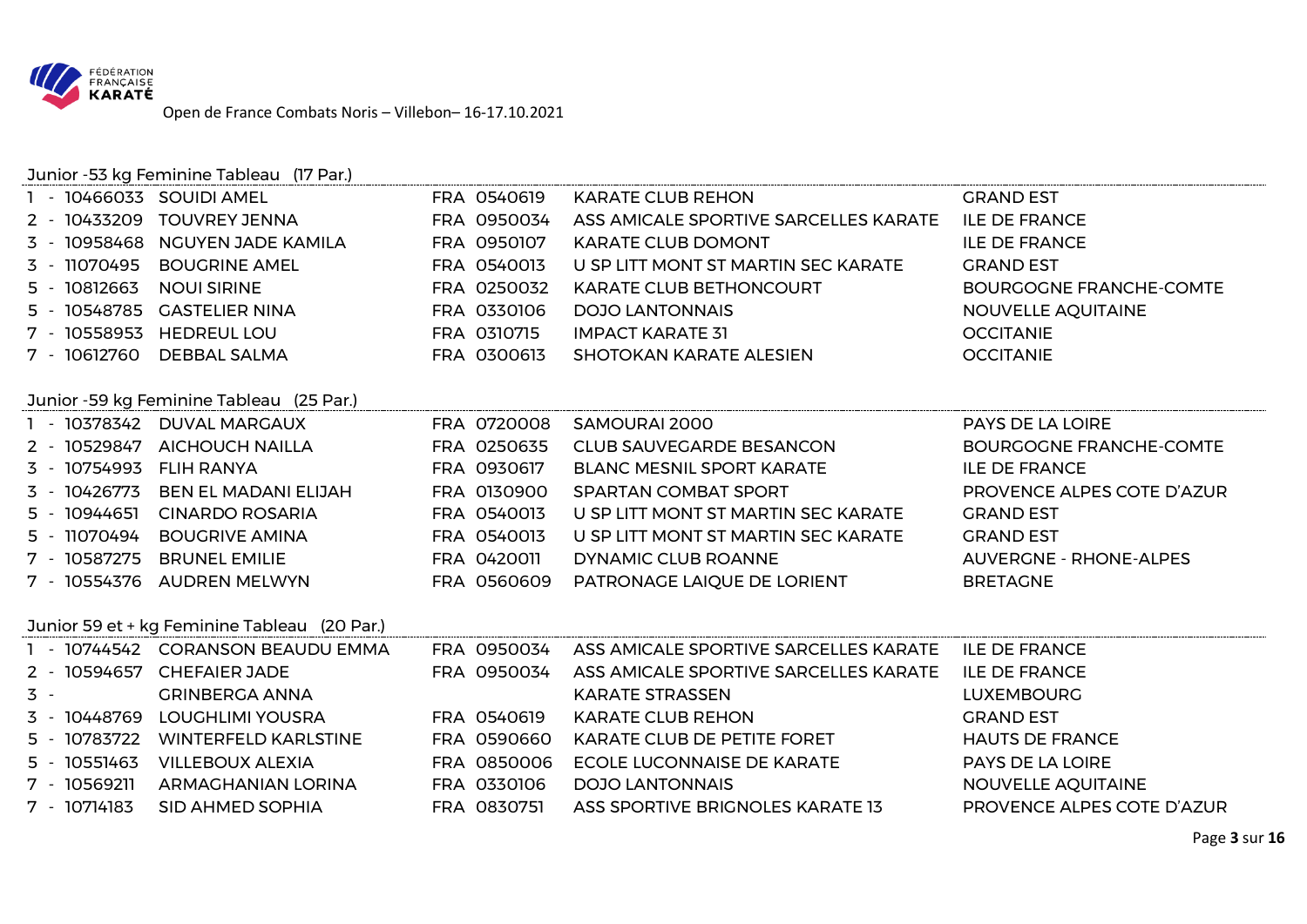FÉDÉRATION FRANÇAISE KARATÉ

Open de France Combats Noris – Villebon– 16-17.10.2021

### Junior -53 kg Feminine Tableau (17 Par.)

| | | | | | |
|---|---|---|---|---|---|
| 1 - | 10466033 | SOUIDI AMEL | FRA 0540619 | KARATE CLUB REHON | GRAND EST |
| 2 - | 10433209 | TOUVREY JENNA | FRA 0950034 | ASS AMICALE SPORTIVE SARCELLES KARATE | ILE DE FRANCE |
| 3 - | 10958468 | NGUYEN JADE KAMILA | FRA 0950107 | KARATE CLUB DOMONT | ILE DE FRANCE |
| 3 - | 11070495 | BOUGRINE AMEL | FRA 0540013 | U SP LITT MONT ST MARTIN SEC KARATE | GRAND EST |
| 5 - | 10812663 | NOUI SIRINE | FRA 0250032 | KARATE CLUB BETHONCOURT | BOURGOGNE FRANCHE-COMTE |
| 5 - | 10548785 | GASTELIER NINA | FRA 0330106 | DOJO LANTONNAIS | NOUVELLE AQUITAINE |
| 7 - | 10558953 | HEDREUL LOU | FRA 0310715 | IMPACT KARATE 31 | OCCITANIE |
| 7 - | 10612760 | DEBBAL SALMA | FRA 0300613 | SHOTOKAN KARATE ALESIEN | OCCITANIE |

### Junior -59 kg Feminine Tableau (25 Par.)

| | | | | | |
|---|---|---|---|---|---|
| 1 - | 10378342 | DUVAL MARGAUX | FRA 0720008 | SAMOURAI 2000 | PAYS DE LA LOIRE |
| 2 - | 10529847 | AICHOUCH NAILLA | FRA 0250635 | CLUB SAUVEGARDE BESANCON | BOURGOGNE FRANCHE-COMTE |
| 3 - | 10754993 | FLIH RANYA | FRA 0930617 | BLANC MESNIL SPORT KARATE | ILE DE FRANCE |
| 3 - | 10426773 | BEN EL MADANI ELIJAH | FRA 0130900 | SPARTAN COMBAT SPORT | PROVENCE ALPES COTE D'AZUR |
| 5 - | 10944651 | CINARDO ROSARIA | FRA 0540013 | U SP LITT MONT ST MARTIN SEC KARATE | GRAND EST |
| 5 - | 11070494 | BOUGRIVE AMINA | FRA 0540013 | U SP LITT MONT ST MARTIN SEC KARATE | GRAND EST |
| 7 - | 10587275 | BRUNEL EMILIE | FRA 0420011 | DYNAMIC CLUB ROANNE | AUVERGNE - RHONE-ALPES |
| 7 - | 10554376 | AUDREN MELWYN | FRA 0560609 | PATRONAGE LAIQUE DE LORIENT | BRETAGNE |

### Junior 59 et + kg Feminine Tableau (20 Par.)

| | | | | | |
|---|---|---|---|---|---|
| 1 - | 10744542 | CORANSON BEAUDU EMMA | FRA 0950034 | ASS AMICALE SPORTIVE SARCELLES KARATE | ILE DE FRANCE |
| 2 - | 10594657 | CHEFAIER JADE | FRA 0950034 | ASS AMICALE SPORTIVE SARCELLES KARATE | ILE DE FRANCE |
| 3 - | | GRINBERGA ANNA | | KARATE STRASSEN | LUXEMBOURG |
| 3 - | 10448769 | LOUGHLIMI YOUSRA | FRA 0540619 | KARATE CLUB REHON | GRAND EST |
| 5 - | 10783722 | WINTERFELD KARLSTINE | FRA 0590660 | KARATE CLUB DE PETITE FORET | HAUTS DE FRANCE |
| 5 - | 10551463 | VILLEBOUX ALEXIA | FRA 0850006 | ECOLE LUCONNAISE DE KARATE | PAYS DE LA LOIRE |
| 7 - | 10569211 | ARMAGHANIAN LORINA | FRA 0330106 | DOJO LANTONNAIS | NOUVELLE AQUITAINE |
| 7 - | 10714183 | SID AHMED SOPHIA | FRA 0830751 | ASS SPORTIVE BRIGNOLES KARATE 13 | PROVENCE ALPES COTE D'AZUR |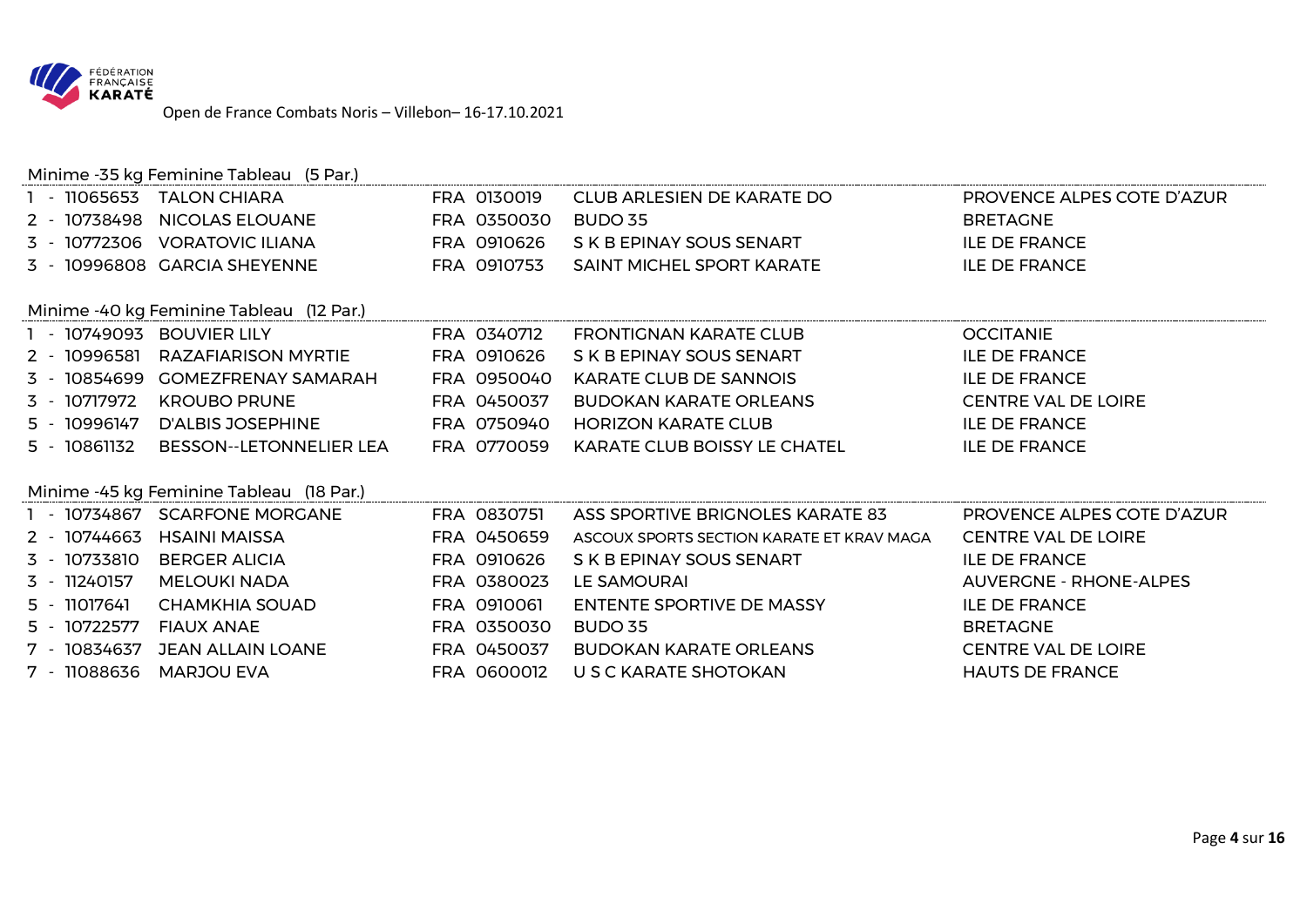Open de France Combats Noris – Villebon– 16-17.10.2021

## Minime -35 kg Feminine Tableau (5 Par.)

| | | | | | |
|---|---|---|---|---|---|
| 1 | 11065653 | TALON CHIARA | FRA 0130019 | CLUB ARLESIEN DE KARATE DO | PROVENCE ALPES COTE D'AZUR |
| 2 | 10738498 | NICOLAS ELOUANE | FRA 0350030 | BUDO 35 | BRETAGNE |
| 3 | 10772306 | VORATOVIC ILIANA | FRA 0910626 | S K B EPINAY SOUS SENART | ILE DE FRANCE |
| 3 | 10996808 | GARCIA SHEYENNE | FRA 0910753 | SAINT MICHEL SPORT KARATE | ILE DE FRANCE |

## Minime -40 kg Feminine Tableau (12 Par.)

| | | | | | |
|---|---|---|---|---|---|
| 1 | 10749093 | BOUVIER LILY | FRA 0340712 | FRONTIGNAN KARATE CLUB | OCCITANIE |
| 2 | 10996581 | RAZAFIARISON MYRTIE | FRA 0910626 | S K B EPINAY SOUS SENART | ILE DE FRANCE |
| 3 | 10854699 | GOMEZFRENAY SAMARAH | FRA 0950040 | KARATE CLUB DE SANNOIS | ILE DE FRANCE |
| 3 | 10717972 | KROUBO PRUNE | FRA 0450037 | BUDOKAN KARATE ORLEANS | CENTRE VAL DE LOIRE |
| 5 | 10996147 | D'ALBIS JOSEPHINE | FRA 0750940 | HORIZON KARATE CLUB | ILE DE FRANCE |
| 5 | 10861132 | BESSON--LETONNELIER LEA | FRA 0770059 | KARATE CLUB BOISSY LE CHATEL | ILE DE FRANCE |

## Minime -45 kg Feminine Tableau (18 Par.)

| | | | | | |
|---|---|---|---|---|---|
| 1 | 10734867 | SCARFONE MORGANE | FRA 0830751 | ASS SPORTIVE BRIGNOLES KARATE 83 | PROVENCE ALPES COTE D'AZUR |
| 2 | 10744663 | HSAINI MAISSA | FRA 0450659 | ASCOUX SPORTS SECTION KARATE ET KRAV MAGA | CENTRE VAL DE LOIRE |
| 3 | 10733810 | BERGER ALICIA | FRA 0910626 | S K B EPINAY SOUS SENART | ILE DE FRANCE |
| 3 | 11240157 | MELOUKI NADA | FRA 0380023 | LE SAMOURAI | AUVERGNE - RHONE-ALPES |
| 5 | 11017641 | CHAMKHIA SOUAD | FRA 0910061 | ENTENTE SPORTIVE DE MASSY | ILE DE FRANCE |
| 5 | 10722577 | FIAUX ANAE | FRA 0350030 | BUDO 35 | BRETAGNE |
| 7 | 10834637 | JEAN ALLAIN LOANE | FRA 0450037 | BUDOKAN KARATE ORLEANS | CENTRE VAL DE LOIRE |
| 7 | 11088636 | MARJOU EVA | FRA 0600012 | U S C KARATE SHOTOKAN | HAUTS DE FRANCE |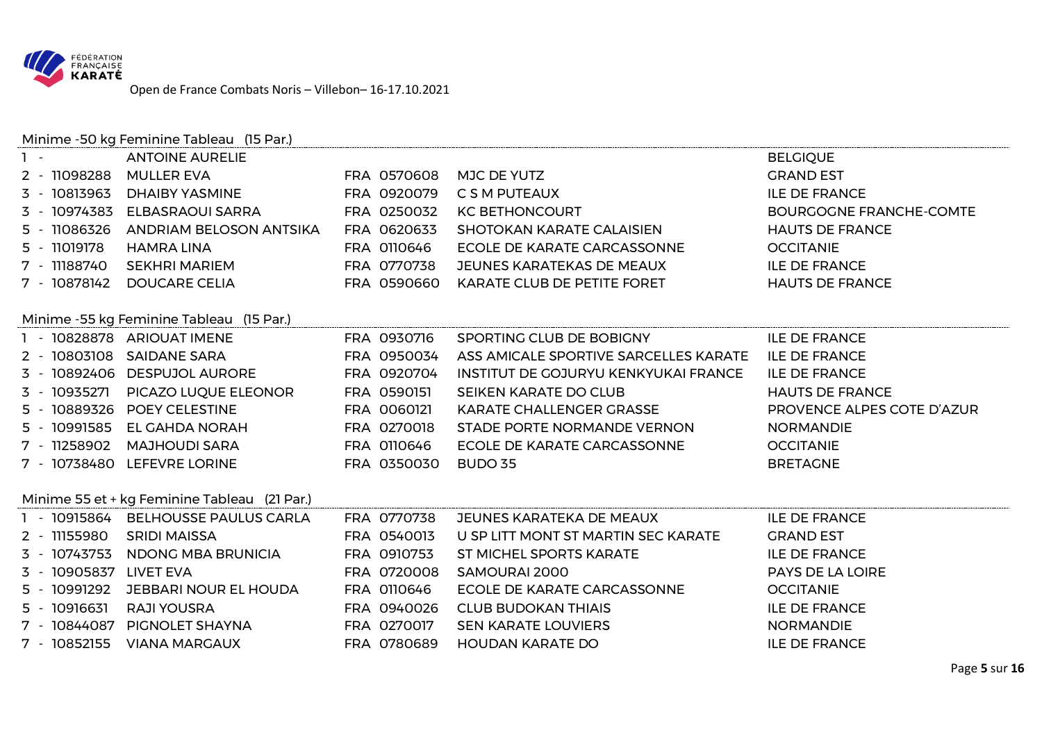FÉDÉRATION FRANÇAISE KARATÉ

Open de France Combats Noris – Villebon– 16-17.10.2021

## Minime -50 kg Feminine Tableau (15 Par.)

| | | | | | | |
|---|---|---|---|---|---|---|
| 1 - | | ANTOINE AURELIE | | | | BELGIQUE |
| 2 - | 11098288 | MULLER EVA | FRA | 0570608 | MJC DE YUTZ | GRAND EST |
| 3 - | 10813963 | DHAIBY YASMINE | FRA | 0920079 | C S M PUTEAUX | ILE DE FRANCE |
| 3 - | 10974383 | ELBASRAOUI SARRA | FRA | 0250032 | KC BETHONCOURT | BOURGOGNE FRANCHE-COMTE |
| 5 - | 11086326 | ANDRIAM BELOSON ANTSIKA | FRA | 0620633 | SHOTOKAN KARATE CALAISIEN | HAUTS DE FRANCE |
| 5 - | 11019178 | HAMRA LINA | FRA | 0110646 | ECOLE DE KARATE CARCASSONNE | OCCITANIE |
| 7 - | 11188740 | SEKHRI MARIEM | FRA | 0770738 | JEUNES KARATEKAS DE MEAUX | ILE DE FRANCE |
| 7 - | 10878142 | DOUCARE CELIA | FRA | 0590660 | KARATE CLUB DE PETITE FORET | HAUTS DE FRANCE |

## Minime -55 kg Feminine Tableau (15 Par.)

| | | | | | | |
|---|---|---|---|---|---|---|
| 1 - | 10828878 | ARIOUAT IMENE | FRA | 0930716 | SPORTING CLUB DE BOBIGNY | ILE DE FRANCE |
| 2 - | 10803108 | SAIDANE SARA | FRA | 0950034 | ASS AMICALE SPORTIVE SARCELLES KARATE | ILE DE FRANCE |
| 3 - | 10892406 | DESPUJOL AURORE | FRA | 0920704 | INSTITUT DE GOJURYU KENKYUKAI FRANCE | ILE DE FRANCE |
| 3 - | 10935271 | PICAZO LUQUE ELEONOR | FRA | 0590151 | SEIKEN KARATE DO CLUB | HAUTS DE FRANCE |
| 5 - | 10889326 | POEY CELESTINE | FRA | 0060121 | KARATE CHALLENGER GRASSE | PROVENCE ALPES COTE D'AZUR |
| 5 - | 10991585 | EL GAHDA NORAH | FRA | 0270018 | STADE PORTE NORMANDE VERNON | NORMANDIE |
| 7 - | 11258902 | MAJHOUDI SARA | FRA | 0110646 | ECOLE DE KARATE CARCASSONNE | OCCITANIE |
| 7 - | 10738480 | LEFEVRE LORINE | FRA | 0350030 | BUDO 35 | BRETAGNE |

## Minime 55 et + kg Feminine Tableau (21 Par.)

| | | | | | | |
|---|---|---|---|---|---|---|
| 1 - | 10915864 | BELHOUSSE PAULUS CARLA | FRA | 0770738 | JEUNES KARATEKA DE MEAUX | ILE DE FRANCE |
| 2 - | 11155980 | SRIDI MAISSA | FRA | 0540013 | U SP LITT MONT ST MARTIN SEC KARATE | GRAND EST |
| 3 - | 10743753 | NDONG MBA BRUNICIA | FRA | 0910753 | ST MICHEL SPORTS KARATE | ILE DE FRANCE |
| 3 - | 10905837 | LIVET EVA | FRA | 0720008 | SAMOURAI 2000 | PAYS DE LA LOIRE |
| 5 - | 10991292 | JEBBARI NOUR EL HOUDA | FRA | 0110646 | ECOLE DE KARATE CARCASSONNE | OCCITANIE |
| 5 - | 10916631 | RAJI YOUSRA | FRA | 0940026 | CLUB BUDOKAN THIAIS | ILE DE FRANCE |
| 7 - | 10844087 | PIGNOLET SHAYNA | FRA | 0270017 | SEN KARATE LOUVIERS | NORMANDIE |
| 7 - | 10852155 | VIANA MARGAUX | FRA | 0780689 | HOUDAN KARATE DO | ILE DE FRANCE |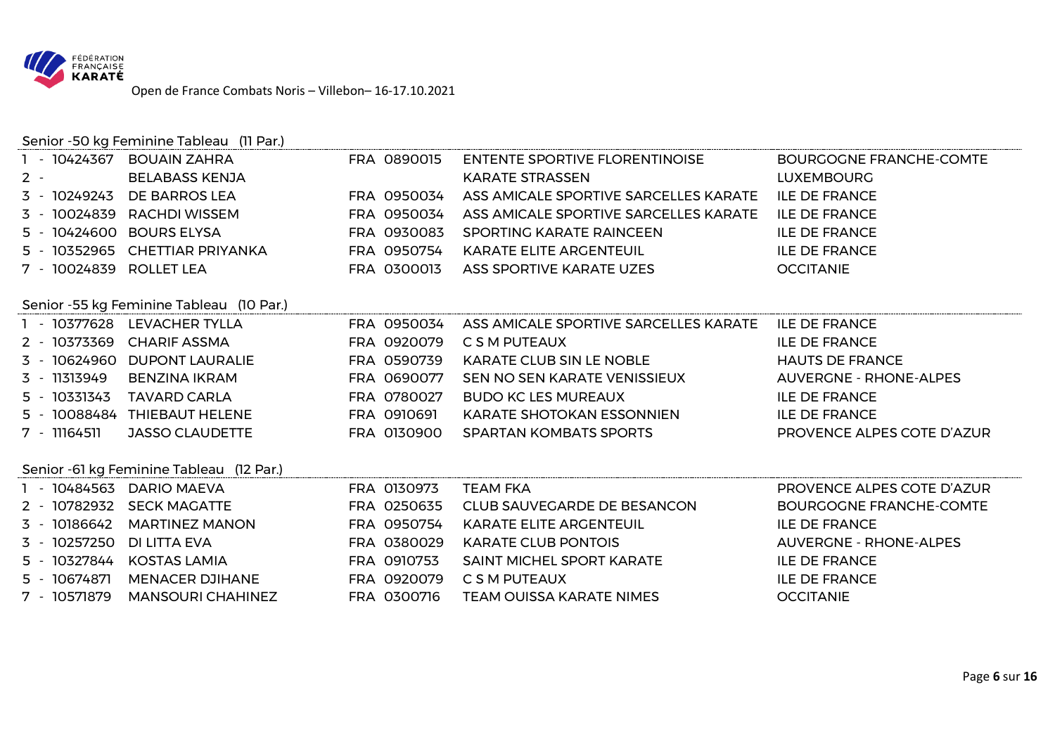Open de France Combats Noris – Villebon– 16-17.10.2021

## Senior -50 kg Feminine Tableau (11 Par.)

| Rang | Licence | Nom | Pays | Club N° | Club | Ligue |
|---|---|---|---|---|---|---|
| 1 - | 10424367 | BOUAIN ZAHRA | FRA | 0890015 | ENTENTE SPORTIVE FLORENTINOISE | BOURGOGNE FRANCHE-COMTE |
| 2 - | | BELABASS KENJA | | | KARATE STRASSEN | LUXEMBOURG |
| 3 - | 10249243 | DE BARROS LEA | FRA | 0950034 | ASS AMICALE SPORTIVE SARCELLES KARATE | ILE DE FRANCE |
| 3 - | 10024839 | RACHDI WISSEM | FRA | 0950034 | ASS AMICALE SPORTIVE SARCELLES KARATE | ILE DE FRANCE |
| 5 - | 10424600 | BOURS ELYSA | FRA | 0930083 | SPORTING KARATE RAINCEEN | ILE DE FRANCE |
| 5 - | 10352965 | CHETTIAR PRIYANKA | FRA | 0950754 | KARATE ELITE ARGENTEUIL | ILE DE FRANCE |
| 7 - | 10024839 | ROLLET LEA | FRA | 0300013 | ASS SPORTIVE KARATE UZES | OCCITANIE |

## Senior -55 kg Feminine Tableau (10 Par.)

| Rang | Licence | Nom | Pays | Club N° | Club | Ligue |
|---|---|---|---|---|---|---|
| 1 - | 10377628 | LEVACHER TYLLA | FRA | 0950034 | ASS AMICALE SPORTIVE SARCELLES KARATE | ILE DE FRANCE |
| 2 - | 10373369 | CHARIF ASSMA | FRA | 0920079 | C S M PUTEAUX | ILE DE FRANCE |
| 3 - | 10624960 | DUPONT LAURALIE | FRA | 0590739 | KARATE CLUB SIN LE NOBLE | HAUTS DE FRANCE |
| 3 - | 11313949 | BENZINA IKRAM | FRA | 0690077 | SEN NO SEN KARATE VENISSIEUX | AUVERGNE - RHONE-ALPES |
| 5 - | 10331343 | TAVARD CARLA | FRA | 0780027 | BUDO KC LES MUREAUX | ILE DE FRANCE |
| 5 - | 10088484 | THIEBAUT HELENE | FRA | 0910691 | KARATE SHOTOKAN ESSONNIEN | ILE DE FRANCE |
| 7 - | 11164511 | JASSO CLAUDETTE | FRA | 0130900 | SPARTAN KOMBATS SPORTS | PROVENCE ALPES COTE D'AZUR |

## Senior -61 kg Feminine Tableau (12 Par.)

| Rang | Licence | Nom | Pays | Club N° | Club | Ligue |
|---|---|---|---|---|---|---|
| 1 - | 10484563 | DARIO MAEVA | FRA | 0130973 | TEAM FKA | PROVENCE ALPES COTE D'AZUR |
| 2 - | 10782932 | SECK MAGATTE | FRA | 0250635 | CLUB SAUVEGARDE DE BESANCON | BOURGOGNE FRANCHE-COMTE |
| 3 - | 10186642 | MARTINEZ MANON | FRA | 0950754 | KARATE ELITE ARGENTEUIL | ILE DE FRANCE |
| 3 - | 10257250 | DI LITTA EVA | FRA | 0380029 | KARATE CLUB PONTOIS | AUVERGNE - RHONE-ALPES |
| 5 - | 10327844 | KOSTAS LAMIA | FRA | 0910753 | SAINT MICHEL SPORT KARATE | ILE DE FRANCE |
| 5 - | 10674871 | MENACER DJIHANE | FRA | 0920079 | C S M PUTEAUX | ILE DE FRANCE |
| 7 - | 10571879 | MANSOURI CHAHINEZ | FRA | 0300716 | TEAM OUISSA KARATE NIMES | OCCITANIE |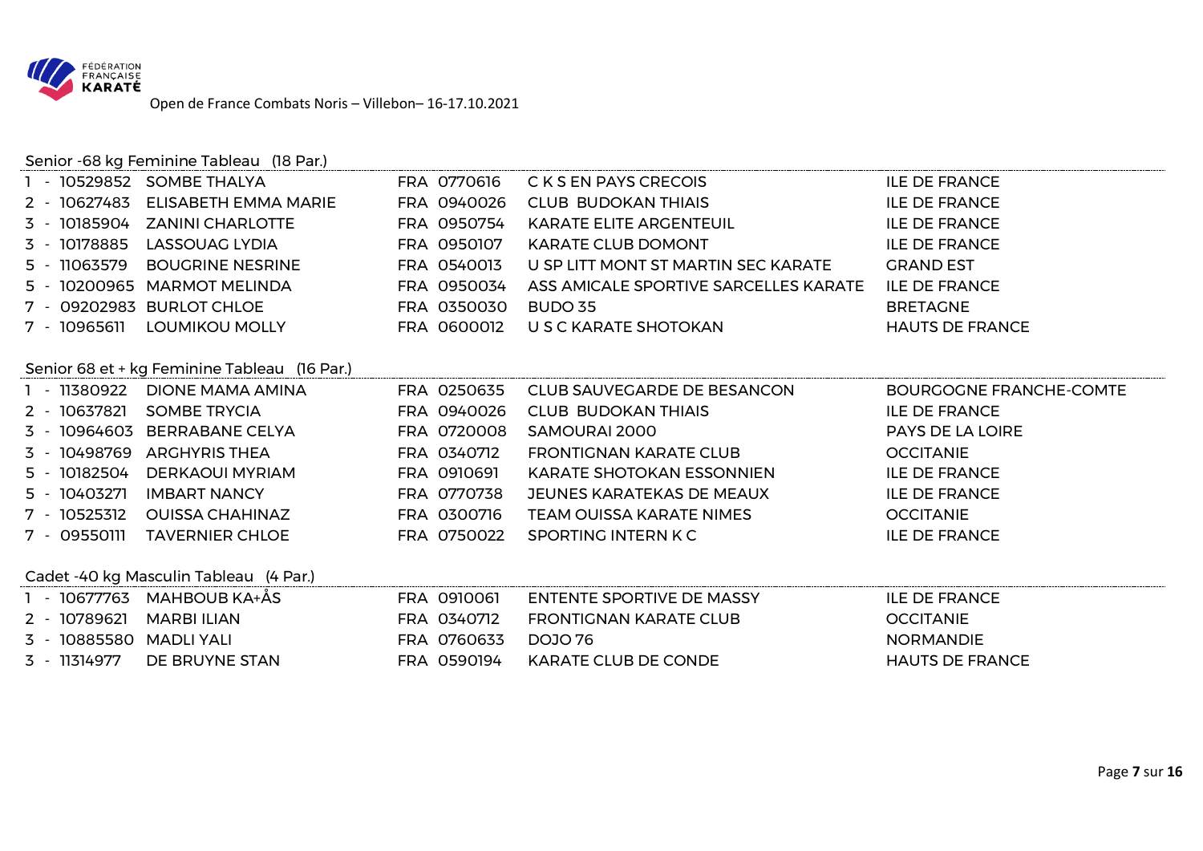Open de France Combats Noris – Villebon– 16-17.10.2021

## Senior -68 kg Feminine Tableau (18 Par.)

| | | | | | |
|---|---|---|---|---|---|
| 1 - | 10529852 | SOMBE THALYA | FRA 0770616 | C K S EN PAYS CRECOIS | ILE DE FRANCE |
| 2 - | 10627483 | ELISABETH EMMA MARIE | FRA 0940026 | CLUB BUDOKAN THIAIS | ILE DE FRANCE |
| 3 - | 10185904 | ZANINI CHARLOTTE | FRA 0950754 | KARATE ELITE ARGENTEUIL | ILE DE FRANCE |
| 3 - | 10178885 | LASSOUAG LYDIA | FRA 0950107 | KARATE CLUB DOMONT | ILE DE FRANCE |
| 5 - | 11063579 | BOUGRINE NESRINE | FRA 0540013 | U SP LITT MONT ST MARTIN SEC KARATE | GRAND EST |
| 5 - | 10200965 | MARMOT MELINDA | FRA 0950034 | ASS AMICALE SPORTIVE SARCELLES KARATE | ILE DE FRANCE |
| 7 - | 09202983 | BURLOT CHLOE | FRA 0350030 | BUDO 35 | BRETAGNE |
| 7 - | 10965611 | LOUMIKOU MOLLY | FRA 0600012 | U S C KARATE SHOTOKAN | HAUTS DE FRANCE |

## Senior 68 et + kg Feminine Tableau (16 Par.)

| | | | | | |
|---|---|---|---|---|---|
| 1 - | 11380922 | DIONE MAMA AMINA | FRA 0250635 | CLUB SAUVEGARDE DE BESANCON | BOURGOGNE FRANCHE-COMTE |
| 2 - | 10637821 | SOMBE TRYCIA | FRA 0940026 | CLUB BUDOKAN THIAIS | ILE DE FRANCE |
| 3 - | 10964603 | BERRABANE CELYA | FRA 0720008 | SAMOURAI 2000 | PAYS DE LA LOIRE |
| 3 - | 10498769 | ARGHYRIS THEA | FRA 0340712 | FRONTIGNAN KARATE CLUB | OCCITANIE |
| 5 - | 10182504 | DERKAOUI MYRIAM | FRA 0910691 | KARATE SHOTOKAN ESSONNIEN | ILE DE FRANCE |
| 5 - | 10403271 | IMBART NANCY | FRA 0770738 | JEUNES KARATEKAS DE MEAUX | ILE DE FRANCE |
| 7 - | 10525312 | OUISSA CHAHINAZ | FRA 0300716 | TEAM OUISSA KARATE NIMES | OCCITANIE |
| 7 - | 09550111 | TAVERNIER CHLOE | FRA 0750022 | SPORTING INTERN K C | ILE DE FRANCE |

## Cadet -40 kg Masculin Tableau (4 Par.)

| | | | | | |
|---|---|---|---|---|---|
| 1 - | 10677763 | MAHBOUB KA+ÅS | FRA 0910061 | ENTENTE SPORTIVE DE MASSY | ILE DE FRANCE |
| 2 - | 10789621 | MARBI ILIAN | FRA 0340712 | FRONTIGNAN KARATE CLUB | OCCITANIE |
| 3 - | 10885580 | MADLI YALI | FRA 0760633 | DOJO 76 | NORMANDIE |
| 3 - | 11314977 | DE BRUYNE STAN | FRA 0590194 | KARATE CLUB DE CONDE | HAUTS DE FRANCE |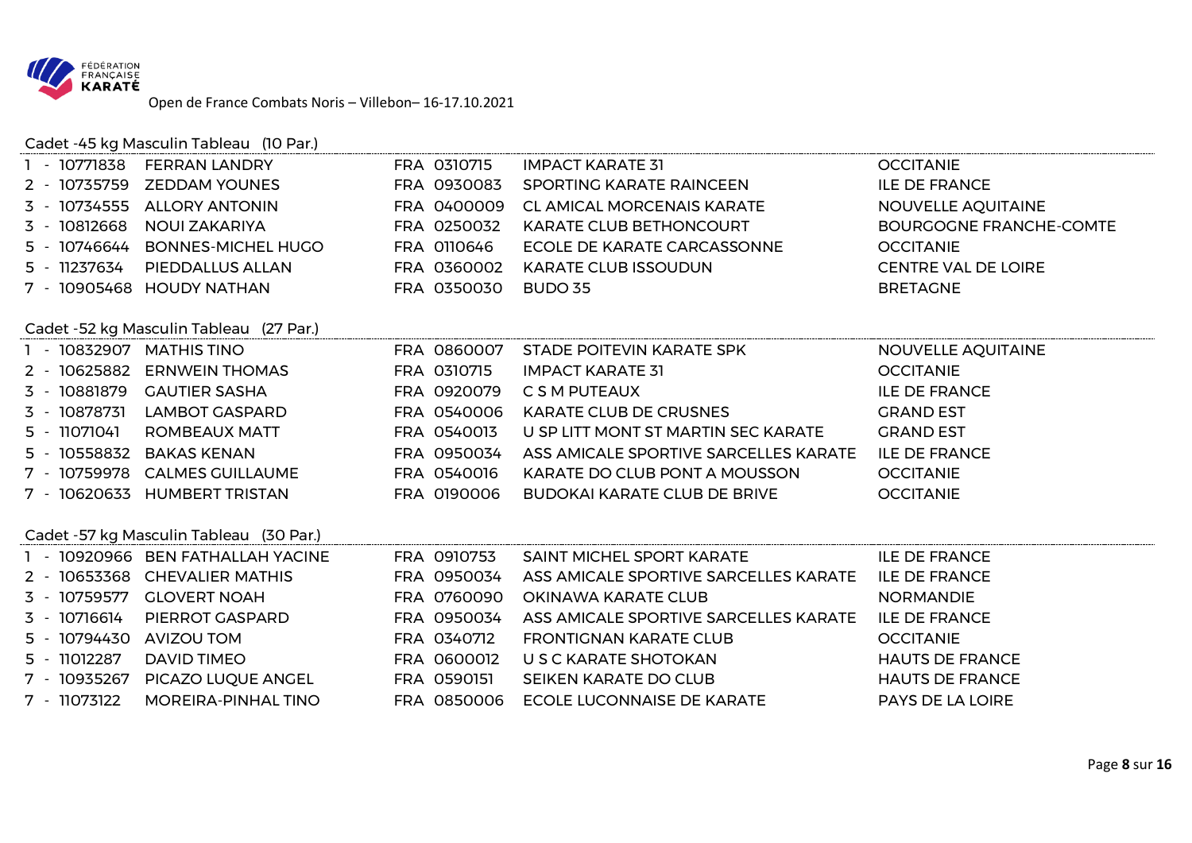FÉDÉRATION FRANÇAISE KARATÉ

Open de France Combats Noris – Villebon– 16-17.10.2021

## Cadet -45 kg Masculin Tableau (10 Par.)

| | | | | | |
|---|---|---|---|---|---|
| 1 | 10771838 | FERRAN LANDRY | FRA 0310715 | IMPACT KARATE 31 | OCCITANIE |
| 2 | 10735759 | ZEDDAM YOUNES | FRA 0930083 | SPORTING KARATE RAINCEEN | ILE DE FRANCE |
| 3 | 10734555 | ALLORY ANTONIN | FRA 0400009 | CL AMICAL MORCENAIS KARATE | NOUVELLE AQUITAINE |
| 3 | 10812668 | NOUI ZAKARIYA | FRA 0250032 | KARATE CLUB BETHONCOURT | BOURGOGNE FRANCHE-COMTE |
| 5 | 10746644 | BONNES-MICHEL HUGO | FRA 0110646 | ECOLE DE KARATE CARCASSONNE | OCCITANIE |
| 5 | 11237634 | PIEDDALLUS ALLAN | FRA 0360002 | KARATE CLUB ISSOUDUN | CENTRE VAL DE LOIRE |
| 7 | 10905468 | HOUDY NATHAN | FRA 0350030 | BUDO 35 | BRETAGNE |

## Cadet -52 kg Masculin Tableau (27 Par.)

| | | | | | |
|---|---|---|---|---|---|
| 1 | 10832907 | MATHIS TINO | FRA 0860007 | STADE POITEVIN KARATE SPK | NOUVELLE AQUITAINE |
| 2 | 10625882 | ERNWEIN THOMAS | FRA 0310715 | IMPACT KARATE 31 | OCCITANIE |
| 3 | 10881879 | GAUTIER SASHA | FRA 0920079 | C S M PUTEAUX | ILE DE FRANCE |
| 3 | 10878731 | LAMBOT GASPARD | FRA 0540006 | KARATE CLUB DE CRUSNES | GRAND EST |
| 5 | 11071041 | ROMBEAUX MATT | FRA 0540013 | U SP LITT MONT ST MARTIN SEC KARATE | GRAND EST |
| 5 | 10558832 | BAKAS KENAN | FRA 0950034 | ASS AMICALE SPORTIVE SARCELLES KARATE | ILE DE FRANCE |
| 7 | 10759978 | CALMES GUILLAUME | FRA 0540016 | KARATE DO CLUB PONT A MOUSSON | OCCITANIE |
| 7 | 10620633 | HUMBERT TRISTAN | FRA 0190006 | BUDOKAI KARATE CLUB DE BRIVE | OCCITANIE |

## Cadet -57 kg Masculin Tableau (30 Par.)

| | | | | | |
|---|---|---|---|---|---|
| 1 | 10920966 | BEN FATHALLAH YACINE | FRA 0910753 | SAINT MICHEL SPORT KARATE | ILE DE FRANCE |
| 2 | 10653368 | CHEVALIER MATHIS | FRA 0950034 | ASS AMICALE SPORTIVE SARCELLES KARATE | ILE DE FRANCE |
| 3 | 10759577 | GLOVERT NOAH | FRA 0760090 | OKINAWA KARATE CLUB | NORMANDIE |
| 3 | 10716614 | PIERROT GASPARD | FRA 0950034 | ASS AMICALE SPORTIVE SARCELLES KARATE | ILE DE FRANCE |
| 5 | 10794430 | AVIZOU TOM | FRA 0340712 | FRONTIGNAN KARATE CLUB | OCCITANIE |
| 5 | 11012287 | DAVID TIMEO | FRA 0600012 | U S C KARATE SHOTOKAN | HAUTS DE FRANCE |
| 7 | 10935267 | PICAZO LUQUE ANGEL | FRA 0590151 | SEIKEN KARATE DO CLUB | HAUTS DE FRANCE |
| 7 | 11073122 | MOREIRA-PINHAL TINO | FRA 0850006 | ECOLE LUCONNAISE DE KARATE | PAYS DE LA LOIRE |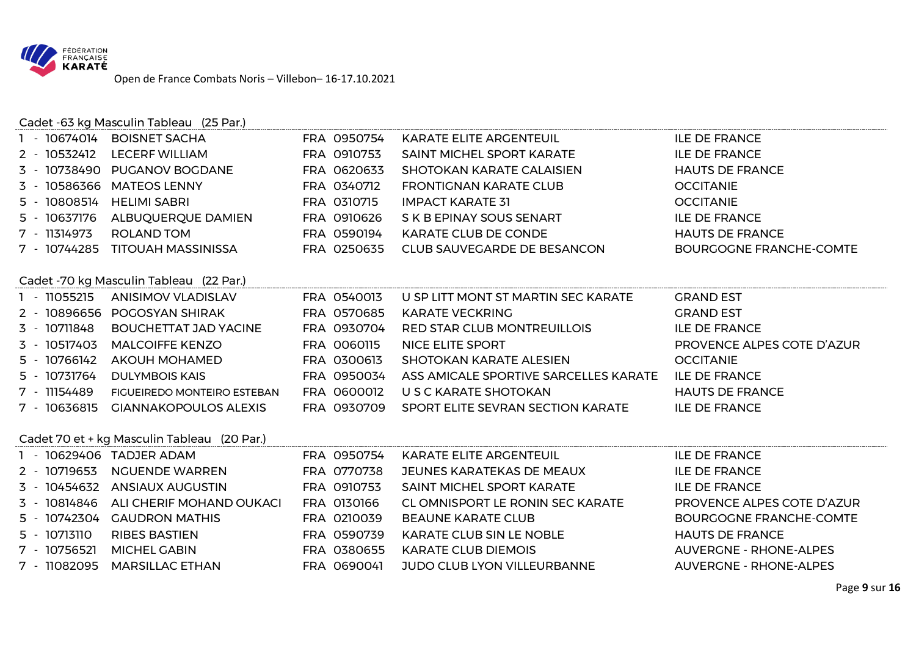Open de France Combats Noris – Villebon– 16-17.10.2021

## Cadet -63 kg Masculin Tableau (25 Par.)

| | | | | | |
|---|---|---|---|---|---|
| 1 | 10674014 | BOISNET SACHA | FRA 0950754 | KARATE ELITE ARGENTEUIL | ILE DE FRANCE |
| 2 | 10532412 | LECERF WILLIAM | FRA 0910753 | SAINT MICHEL SPORT KARATE | ILE DE FRANCE |
| 3 | 10738490 | PUGANOV BOGDANE | FRA 0620633 | SHOTOKAN KARATE CALAISIEN | HAUTS DE FRANCE |
| 3 | 10586366 | MATEOS LENNY | FRA 0340712 | FRONTIGNAN KARATE CLUB | OCCITANIE |
| 5 | 10808514 | HELIMI SABRI | FRA 0310715 | IMPACT KARATE 31 | OCCITANIE |
| 5 | 10637176 | ALBUQUERQUE DAMIEN | FRA 0910626 | S K B EPINAY SOUS SENART | ILE DE FRANCE |
| 7 | 11314973 | ROLAND TOM | FRA 0590194 | KARATE CLUB DE CONDE | HAUTS DE FRANCE |
| 7 | 10744285 | TITOUAH MASSINISSA | FRA 0250635 | CLUB SAUVEGARDE DE BESANCON | BOURGOGNE FRANCHE-COMTE |

## Cadet -70 kg Masculin Tableau (22 Par.)

| | | | | | |
|---|---|---|---|---|---|
| 1 | 11055215 | ANISIMOV VLADISLAV | FRA 0540013 | U SP LITT MONT ST MARTIN SEC KARATE | GRAND EST |
| 2 | 10896656 | POGOSYAN SHIRAK | FRA 0570685 | KARATE VECKRING | GRAND EST |
| 3 | 10711848 | BOUCHETTAT JAD YACINE | FRA 0930704 | RED STAR CLUB MONTREUILLOIS | ILE DE FRANCE |
| 3 | 10517403 | MALCOIFFE KENZO | FRA 0060115 | NICE ELITE SPORT | PROVENCE ALPES COTE D'AZUR |
| 5 | 10766142 | AKOUH MOHAMED | FRA 0300613 | SHOTOKAN KARATE ALESIEN | OCCITANIE |
| 5 | 10731764 | DULYMBOIS KAIS | FRA 0950034 | ASS AMICALE SPORTIVE SARCELLES KARATE | ILE DE FRANCE |
| 7 | 11154489 | FIGUEIREDO MONTEIRO ESTEBAN | FRA 0600012 | U S C KARATE SHOTOKAN | HAUTS DE FRANCE |
| 7 | 10636815 | GIANNAKOPOULOS ALEXIS | FRA 0930709 | SPORT ELITE SEVRAN SECTION KARATE | ILE DE FRANCE |

## Cadet 70 et + kg Masculin Tableau (20 Par.)

| | | | | | |
|---|---|---|---|---|---|
| 1 | 10629406 | TADJER ADAM | FRA 0950754 | KARATE ELITE ARGENTEUIL | ILE DE FRANCE |
| 2 | 10719653 | NGUENDE WARREN | FRA 0770738 | JEUNES KARATEKAS DE MEAUX | ILE DE FRANCE |
| 3 | 10454632 | ANSIAUX AUGUSTIN | FRA 0910753 | SAINT MICHEL SPORT KARATE | ILE DE FRANCE |
| 3 | 10814846 | ALI CHERIF MOHAND OUKACI | FRA 0130166 | CL OMNISPORT LE RONIN SEC KARATE | PROVENCE ALPES COTE D'AZUR |
| 5 | 10742304 | GAUDRON MATHIS | FRA 0210039 | BEAUNE KARATE CLUB | BOURGOGNE FRANCHE-COMTE |
| 5 | 10713110 | RIBES BASTIEN | FRA 0590739 | KARATE CLUB SIN LE NOBLE | HAUTS DE FRANCE |
| 7 | 10756521 | MICHEL GABIN | FRA 0380655 | KARATE CLUB DIEMOIS | AUVERGNE - RHONE-ALPES |
| 7 | 11082095 | MARSILLAC ETHAN | FRA 0690041 | JUDO CLUB LYON VILLEURBANNE | AUVERGNE - RHONE-ALPES |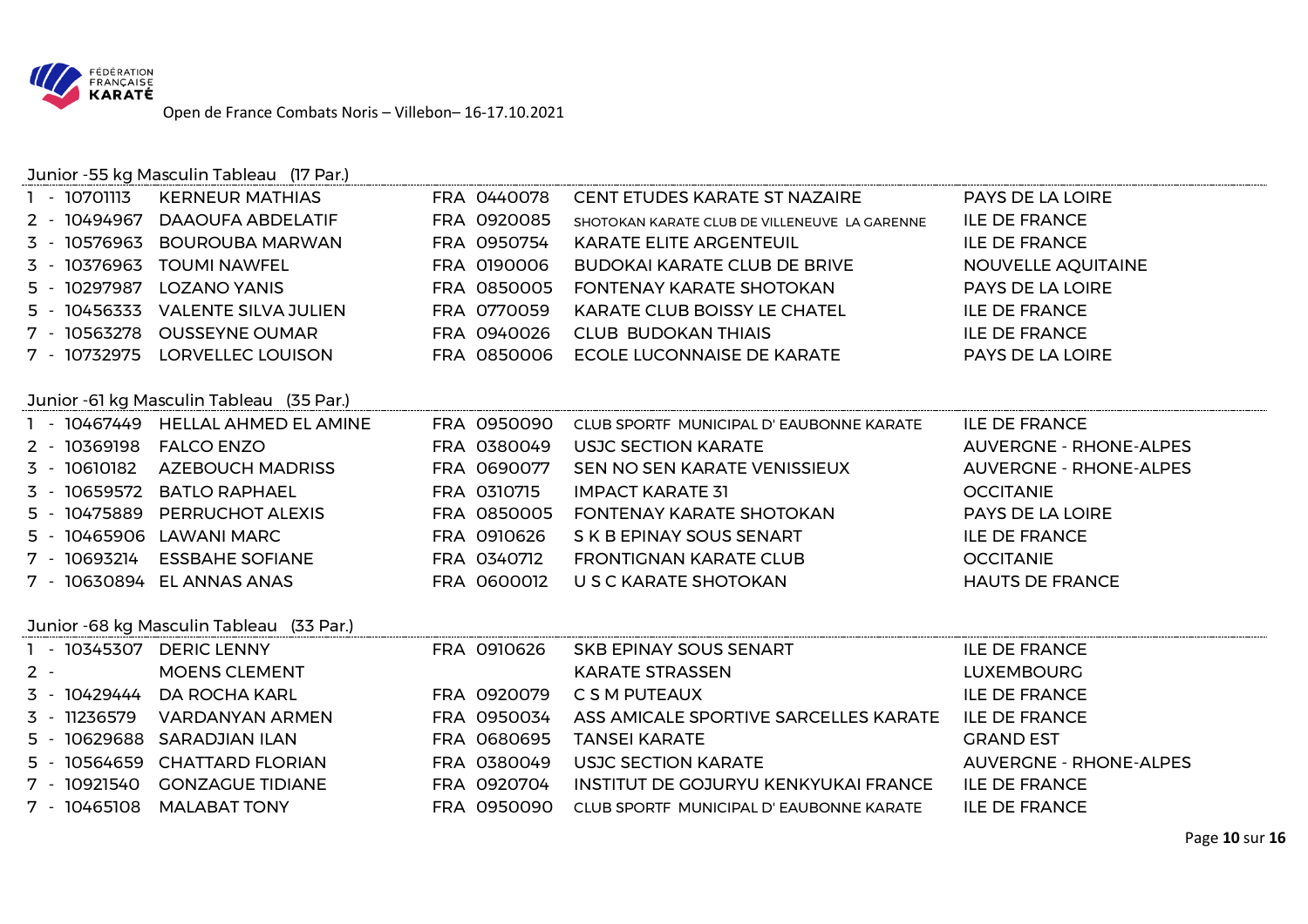FÉDÉRATION FRANÇAISE KARATÉ

Open de France Combats Noris – Villebon– 16-17.10.2021

## Junior -55 kg Masculin Tableau (17 Par.)

| | | | | | |
|---|---|---|---|---|---|
| 1 - | 10701113 | KERNEUR MATHIAS | FRA 0440078 | CENT ETUDES KARATE ST NAZAIRE | PAYS DE LA LOIRE |
| 2 - | 10494967 | DAAOUFA ABDELATIF | FRA 0920085 | SHOTOKAN KARATE CLUB DE VILLENEUVE LA GARENNE | ILE DE FRANCE |
| 3 - | 10576963 | BOUROUBA MARWAN | FRA 0950754 | KARATE ELITE ARGENTEUIL | ILE DE FRANCE |
| 3 - | 10376963 | TOUMI NAWFEL | FRA 0190006 | BUDOKAI KARATE CLUB DE BRIVE | NOUVELLE AQUITAINE |
| 5 - | 10297987 | LOZANO YANIS | FRA 0850005 | FONTENAY KARATE SHOTOKAN | PAYS DE LA LOIRE |
| 5 - | 10456333 | VALENTE SILVA JULIEN | FRA 0770059 | KARATE CLUB BOISSY LE CHATEL | ILE DE FRANCE |
| 7 - | 10563278 | OUSSEYNE OUMAR | FRA 0940026 | CLUB BUDOKAN THIAIS | ILE DE FRANCE |
| 7 - | 10732975 | LORVELLEC LOUISON | FRA 0850006 | ECOLE LUCONNAISE DE KARATE | PAYS DE LA LOIRE |

## Junior -61 kg Masculin Tableau (35 Par.)

| | | | | | |
|---|---|---|---|---|---|
| 1 - | 10467449 | HELLAL AHMED EL AMINE | FRA 0950090 | CLUB SPORTF MUNICIPAL D' EAUBONNE KARATE | ILE DE FRANCE |
| 2 - | 10369198 | FALCO ENZO | FRA 0380049 | USJC SECTION KARATE | AUVERGNE - RHONE-ALPES |
| 3 - | 10610182 | AZEBOUCH MADRISS | FRA 0690077 | SEN NO SEN KARATE VENISSIEUX | AUVERGNE - RHONE-ALPES |
| 3 - | 10659572 | BATLO RAPHAEL | FRA 0310715 | IMPACT KARATE 31 | OCCITANIE |
| 5 - | 10475889 | PERRUCHOT ALEXIS | FRA 0850005 | FONTENAY KARATE SHOTOKAN | PAYS DE LA LOIRE |
| 5 - | 10465906 | LAWANI MARC | FRA 0910626 | S K B EPINAY SOUS SENART | ILE DE FRANCE |
| 7 - | 10693214 | ESSBAHE SOFIANE | FRA 0340712 | FRONTIGNAN KARATE CLUB | OCCITANIE |
| 7 - | 10630894 | EL ANNAS ANAS | FRA 0600012 | U S C KARATE SHOTOKAN | HAUTS DE FRANCE |

## Junior -68 kg Masculin Tableau (33 Par.)

| | | | | | |
|---|---|---|---|---|---|
| 1 - | 10345307 | DERIC LENNY | FRA 0910626 | SKB EPINAY SOUS SENART | ILE DE FRANCE |
| 2 - | | MOENS CLEMENT | | KARATE STRASSEN | LUXEMBOURG |
| 3 - | 10429444 | DA ROCHA KARL | FRA 0920079 | C S M PUTEAUX | ILE DE FRANCE |
| 3 - | 11236579 | VARDANYAN ARMEN | FRA 0950034 | ASS AMICALE SPORTIVE SARCELLES KARATE | ILE DE FRANCE |
| 5 - | 10629688 | SARADJIAN ILAN | FRA 0680695 | TANSEI KARATE | GRAND EST |
| 5 - | 10564659 | CHATTARD FLORIAN | FRA 0380049 | USJC SECTION KARATE | AUVERGNE - RHONE-ALPES |
| 7 - | 10921540 | GONZAGUE TIDIANE | FRA 0920704 | INSTITUT DE GOJURYU KENKYUKAI FRANCE | ILE DE FRANCE |
| 7 - | 10465108 | MALABAT TONY | FRA 0950090 | CLUB SPORTF MUNICIPAL D' EAUBONNE KARATE | ILE DE FRANCE |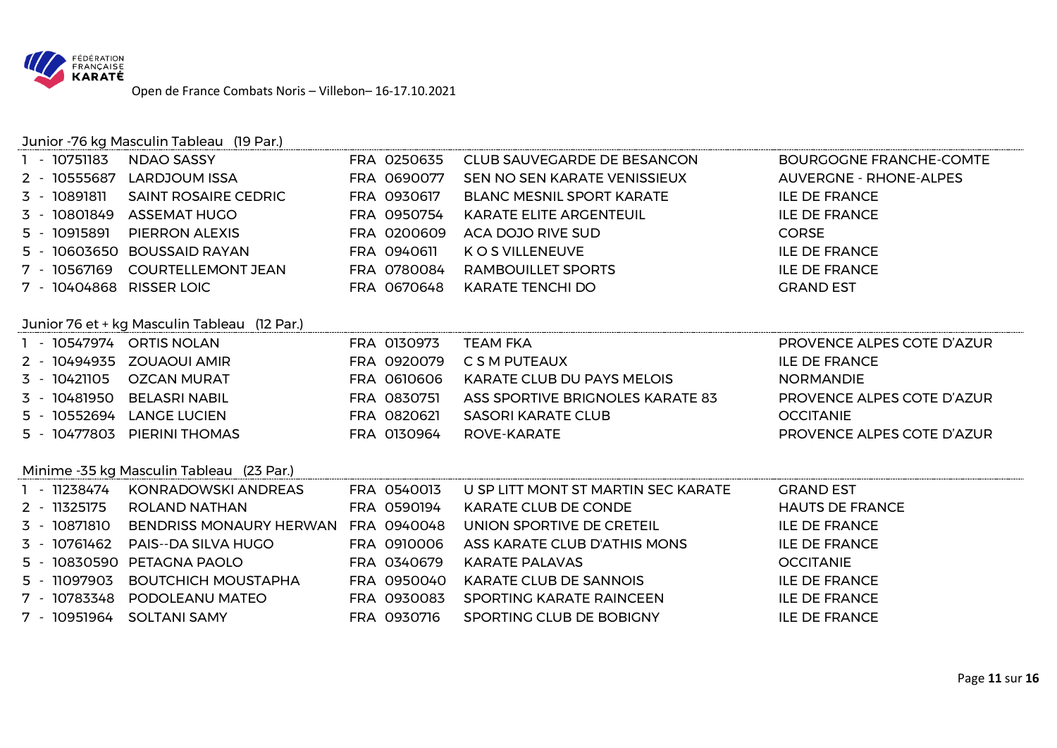FÉDÉRATION FRANÇAISE KARATÉ

Open de France Combats Noris – Villebon– 16-17.10.2021

## Junior -76 kg Masculin Tableau (19 Par.)

| | | | | | |
|---|---|---|---|---|---|
| 1 - | 10751183 | NDAO SASSY | FRA 0250635 | CLUB SAUVEGARDE DE BESANCON | BOURGOGNE FRANCHE-COMTE |
| 2 - | 10555687 | LARDJOUM ISSA | FRA 0690077 | SEN NO SEN KARATE VENISSIEUX | AUVERGNE - RHONE-ALPES |
| 3 - | 10891811 | SAINT ROSAIRE CEDRIC | FRA 0930617 | BLANC MESNIL SPORT KARATE | ILE DE FRANCE |
| 3 - | 10801849 | ASSEMAT HUGO | FRA 0950754 | KARATE ELITE ARGENTEUIL | ILE DE FRANCE |
| 5 - | 10915891 | PIERRON ALEXIS | FRA 0200609 | ACA DOJO RIVE SUD | CORSE |
| 5 - | 10603650 | BOUSSAID RAYAN | FRA 0940611 | K O S VILLENEUVE | ILE DE FRANCE |
| 7 - | 10567169 | COURTELLEMONT JEAN | FRA 0780084 | RAMBOUILLET SPORTS | ILE DE FRANCE |
| 7 - | 10404868 | RISSER LOIC | FRA 0670648 | KARATE TENCHI DO | GRAND EST |

## Junior 76 et + kg Masculin Tableau (12 Par.)

| | | | | | |
|---|---|---|---|---|---|
| 1 - | 10547974 | ORTIS NOLAN | FRA 0130973 | TEAM FKA | PROVENCE ALPES COTE D'AZUR |
| 2 - | 10494935 | ZOUAOUI AMIR | FRA 0920079 | C S M PUTEAUX | ILE DE FRANCE |
| 3 - | 10421105 | OZCAN MURAT | FRA 0610606 | KARATE CLUB DU PAYS MELOIS | NORMANDIE |
| 3 - | 10481950 | BELASRI NABIL | FRA 0830751 | ASS SPORTIVE BRIGNOLES KARATE 83 | PROVENCE ALPES COTE D'AZUR |
| 5 - | 10552694 | LANGE LUCIEN | FRA 0820621 | SASORI KARATE CLUB | OCCITANIE |
| 5 - | 10477803 | PIERINI THOMAS | FRA 0130964 | ROVE-KARATE | PROVENCE ALPES COTE D'AZUR |

## Minime -35 kg Masculin Tableau (23 Par.)

| | | | | | |
|---|---|---|---|---|---|
| 1 - | 11238474 | KONRADOWSKI ANDREAS | FRA 0540013 | U SP LITT MONT ST MARTIN SEC KARATE | GRAND EST |
| 2 - | 11325175 | ROLAND NATHAN | FRA 0590194 | KARATE CLUB DE CONDE | HAUTS DE FRANCE |
| 3 - | 10871810 | BENDRISS MONAURY HERWAN | FRA 0940048 | UNION SPORTIVE DE CRETEIL | ILE DE FRANCE |
| 3 - | 10761462 | PAIS--DA SILVA HUGO | FRA 0910006 | ASS KARATE CLUB D'ATHIS MONS | ILE DE FRANCE |
| 5 - | 10830590 | PETAGNA PAOLO | FRA 0340679 | KARATE PALAVAS | OCCITANIE |
| 5 - | 11097903 | BOUTCHICH MOUSTAPHA | FRA 0950040 | KARATE CLUB DE SANNOIS | ILE DE FRANCE |
| 7 - | 10783348 | PODOLEANU MATEO | FRA 0930083 | SPORTING KARATE RAINCEEN | ILE DE FRANCE |
| 7 - | 10951964 | SOLTANI SAMY | FRA 0930716 | SPORTING CLUB DE BOBIGNY | ILE DE FRANCE |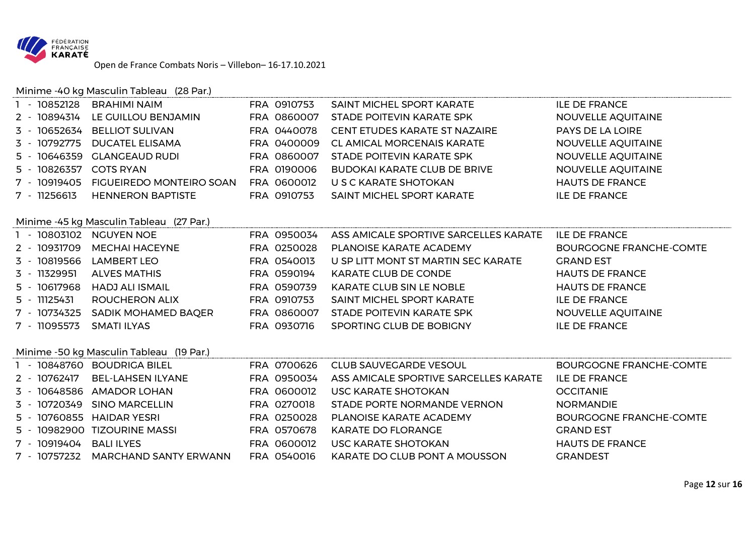Open de France Combats Noris – Villebon– 16-17.10.2021

## Minime -40 kg Masculin Tableau (28 Par.)

| | | | | | |
|---|---|---|---|---|---|
| 1 - | 10852128 | BRAHIMI NAIM | FRA 0910753 | SAINT MICHEL SPORT KARATE | ILE DE FRANCE |
| 2 - | 10894314 | LE GUILLOU BENJAMIN | FRA 0860007 | STADE POITEVIN KARATE SPK | NOUVELLE AQUITAINE |
| 3 - | 10652634 | BELLIOT SULIVAN | FRA 0440078 | CENT ETUDES KARATE ST NAZAIRE | PAYS DE LA LOIRE |
| 3 - | 10792775 | DUCATEL ELISAMA | FRA 0400009 | CL AMICAL MORCENAIS KARATE | NOUVELLE AQUITAINE |
| 5 - | 10646359 | GLANGEAUD RUDI | FRA 0860007 | STADE POITEVIN KARATE SPK | NOUVELLE AQUITAINE |
| 5 - | 10826357 | COTS RYAN | FRA 0190006 | BUDOKAI KARATE CLUB DE BRIVE | NOUVELLE AQUITAINE |
| 7 - | 10919405 | FIGUEIREDO MONTEIRO SOAN | FRA 0600012 | U S C KARATE SHOTOKAN | HAUTS DE FRANCE |
| 7 - | 11256613 | HENNERON BAPTISTE | FRA 0910753 | SAINT MICHEL SPORT KARATE | ILE DE FRANCE |

## Minime -45 kg Masculin Tableau (27 Par.)

| | | | | | |
|---|---|---|---|---|---|
| 1 - | 10803102 | NGUYEN NOE | FRA 0950034 | ASS AMICALE SPORTIVE SARCELLES KARATE | ILE DE FRANCE |
| 2 - | 10931709 | MECHAI HACEYNE | FRA 0250028 | PLANOISE KARATE ACADEMY | BOURGOGNE FRANCHE-COMTE |
| 3 - | 10819566 | LAMBERT LEO | FRA 0540013 | U SP LITT MONT ST MARTIN SEC KARATE | GRAND EST |
| 3 - | 11329951 | ALVES MATHIS | FRA 0590194 | KARATE CLUB DE CONDE | HAUTS DE FRANCE |
| 5 - | 10617968 | HADJ ALI ISMAIL | FRA 0590739 | KARATE CLUB SIN LE NOBLE | HAUTS DE FRANCE |
| 5 - | 11125431 | ROUCHERON ALIX | FRA 0910753 | SAINT MICHEL SPORT KARATE | ILE DE FRANCE |
| 7 - | 10734325 | SADIK MOHAMED BAQER | FRA 0860007 | STADE POITEVIN KARATE SPK | NOUVELLE AQUITAINE |
| 7 - | 11095573 | SMATI ILYAS | FRA 0930716 | SPORTING CLUB DE BOBIGNY | ILE DE FRANCE |

## Minime -50 kg Masculin Tableau (19 Par.)

| | | | | | |
|---|---|---|---|---|---|
| 1 - | 10848760 | BOUDRIGA BILEL | FRA 0700626 | CLUB SAUVEGARDE VESOUL | BOURGOGNE FRANCHE-COMTE |
| 2 - | 10762417 | BEL-LAHSEN ILYANE | FRA 0950034 | ASS AMICALE SPORTIVE SARCELLES KARATE | ILE DE FRANCE |
| 3 - | 10648586 | AMADOR LOHAN | FRA 0600012 | USC KARATE SHOTOKAN | OCCITANIE |
| 3 - | 10720349 | SINO MARCELLIN | FRA 0270018 | STADE PORTE NORMANDE VERNON | NORMANDIE |
| 5 - | 10760855 | HAIDAR YESRI | FRA 0250028 | PLANOISE KARATE ACADEMY | BOURGOGNE FRANCHE-COMTE |
| 5 - | 10982900 | TIZOURINE MASSI | FRA 0570678 | KARATE DO FLORANGE | GRAND EST |
| 7 - | 10919404 | BALI ILYES | FRA 0600012 | USC KARATE SHOTOKAN | HAUTS DE FRANCE |
| 7 - | 10757232 | MARCHAND SANTY ERWANN | FRA 0540016 | KARATE DO CLUB PONT A MOUSSON | GRANDEST |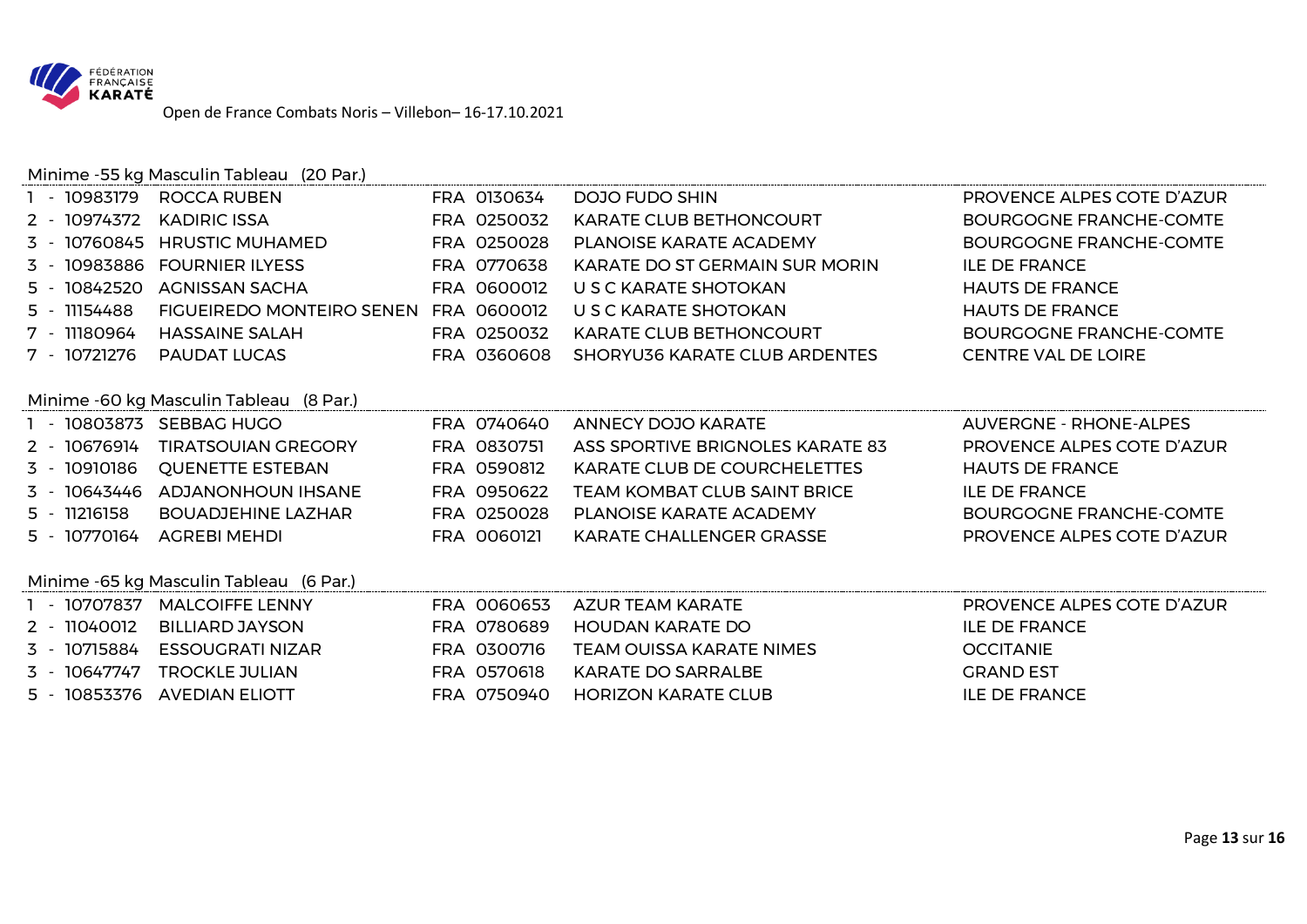Open de France Combats Noris – Villebon– 16-17.10.2021

Minime -55 kg Masculin Tableau (20 Par.)

| | | | | | |
|---|---|---|---|---|---|
| 1 | 10983179 | ROCCA RUBEN | FRA 0130634 | DOJO FUDO SHIN | PROVENCE ALPES COTE D'AZUR |
| 2 | 10974372 | KADIRIC ISSA | FRA 0250032 | KARATE CLUB BETHONCOURT | BOURGOGNE FRANCHE-COMTE |
| 3 | 10760845 | HRUSTIC MUHAMED | FRA 0250028 | PLANOISE KARATE ACADEMY | BOURGOGNE FRANCHE-COMTE |
| 3 | 10983886 | FOURNIER ILYESS | FRA 0770638 | KARATE DO ST GERMAIN SUR MORIN | ILE DE FRANCE |
| 5 | 10842520 | AGNISSAN SACHA | FRA 0600012 | U S C KARATE SHOTOKAN | HAUTS DE FRANCE |
| 5 | 11154488 | FIGUEIREDO MONTEIRO SENEN | FRA 0600012 | U S C KARATE SHOTOKAN | HAUTS DE FRANCE |
| 7 | 11180964 | HASSAINE SALAH | FRA 0250032 | KARATE CLUB BETHONCOURT | BOURGOGNE FRANCHE-COMTE |
| 7 | 10721276 | PAUDAT LUCAS | FRA 0360608 | SHORYU36 KARATE CLUB ARDENTES | CENTRE VAL DE LOIRE |

Minime -60 kg Masculin Tableau (8 Par.)

| | | | | | |
|---|---|---|---|---|---|
| 1 | 10803873 | SEBBAG HUGO | FRA 0740640 | ANNECY DOJO KARATE | AUVERGNE - RHONE-ALPES |
| 2 | 10676914 | TIRATSOUIAN GREGORY | FRA 0830751 | ASS SPORTIVE BRIGNOLES KARATE 83 | PROVENCE ALPES COTE D'AZUR |
| 3 | 10910186 | QUENETTE ESTEBAN | FRA 0590812 | KARATE CLUB DE COURCHELETTES | HAUTS DE FRANCE |
| 3 | 10643446 | ADJANONHOUN IHSANE | FRA 0950622 | TEAM KOMBAT CLUB SAINT BRICE | ILE DE FRANCE |
| 5 | 11216158 | BOUADJEHINE LAZHAR | FRA 0250028 | PLANOISE KARATE ACADEMY | BOURGOGNE FRANCHE-COMTE |
| 5 | 10770164 | AGREBI MEHDI | FRA 0060121 | KARATE CHALLENGER GRASSE | PROVENCE ALPES COTE D'AZUR |

Minime -65 kg Masculin Tableau (6 Par.)

| | | | | | |
|---|---|---|---|---|---|
| 1 | 10707837 | MALCOIFFE LENNY | FRA 0060653 | AZUR TEAM KARATE | PROVENCE ALPES COTE D'AZUR |
| 2 | 11040012 | BILLIARD JAYSON | FRA 0780689 | HOUDAN KARATE DO | ILE DE FRANCE |
| 3 | 10715884 | ESSOUGRATI NIZAR | FRA 0300716 | TEAM OUISSA KARATE NIMES | OCCITANIE |
| 3 | 10647747 | TROCKLE JULIAN | FRA 0570618 | KARATE DO SARRALBE | GRAND EST |
| 5 | 10853376 | AVEDIAN ELIOTT | FRA 0750940 | HORIZON KARATE CLUB | ILE DE FRANCE |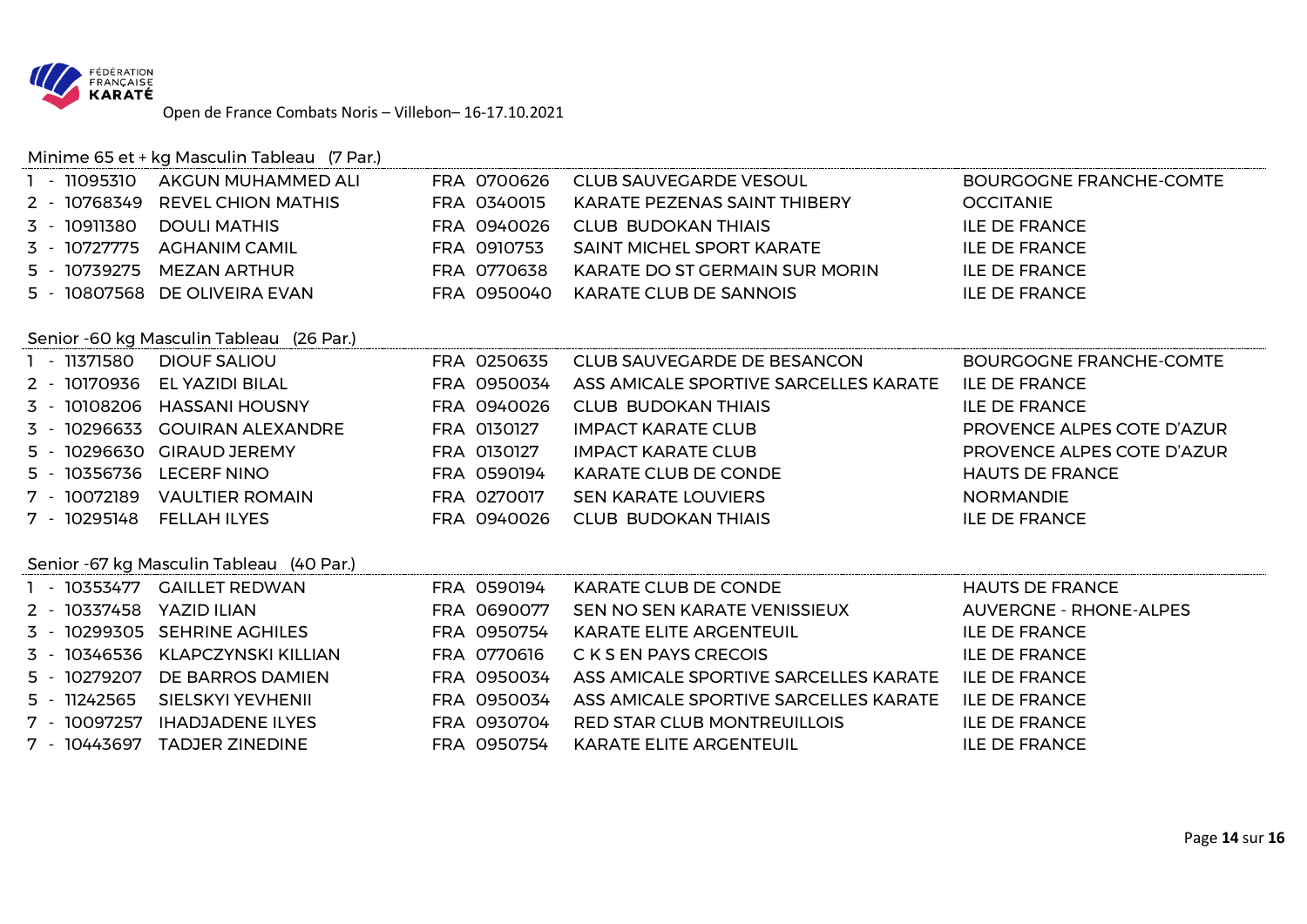FÉDÉRATION FRANÇAISE KARATÉ

Open de France Combats Noris – Villebon– 16-17.10.2021

## Minime 65 et + kg Masculin Tableau (7 Par.)

| | | | | | |
|---|---|---|---|---|---|
| 1 - | 11095310 | AKGUN MUHAMMED ALI | FRA 0700626 | CLUB SAUVEGARDE VESOUL | BOURGOGNE FRANCHE-COMTE |
| 2 - | 10768349 | REVEL CHION MATHIS | FRA 0340015 | KARATE PEZENAS SAINT THIBERY | OCCITANIE |
| 3 - | 10911380 | DOULI MATHIS | FRA 0940026 | CLUB BUDOKAN THIAIS | ILE DE FRANCE |
| 3 - | 10727775 | AGHANIM CAMIL | FRA 0910753 | SAINT MICHEL SPORT KARATE | ILE DE FRANCE |
| 5 - | 10739275 | MEZAN ARTHUR | FRA 0770638 | KARATE DO ST GERMAIN SUR MORIN | ILE DE FRANCE |
| 5 - | 10807568 | DE OLIVEIRA EVAN | FRA 0950040 | KARATE CLUB DE SANNOIS | ILE DE FRANCE |

## Senior -60 kg Masculin Tableau (26 Par.)

| | | | | | |
|---|---|---|---|---|---|
| 1 - | 11371580 | DIOUF SALIOU | FRA 0250635 | CLUB SAUVEGARDE DE BESANCON | BOURGOGNE FRANCHE-COMTE |
| 2 - | 10170936 | EL YAZIDI BILAL | FRA 0950034 | ASS AMICALE SPORTIVE SARCELLES KARATE | ILE DE FRANCE |
| 3 - | 10108206 | HASSANI HOUSNY | FRA 0940026 | CLUB BUDOKAN THIAIS | ILE DE FRANCE |
| 3 - | 10296633 | GOUIRAN ALEXANDRE | FRA 0130127 | IMPACT KARATE CLUB | PROVENCE ALPES COTE D'AZUR |
| 5 - | 10296630 | GIRAUD JEREMY | FRA 0130127 | IMPACT KARATE CLUB | PROVENCE ALPES COTE D'AZUR |
| 5 - | 10356736 | LECERF NINO | FRA 0590194 | KARATE CLUB DE CONDE | HAUTS DE FRANCE |
| 7 - | 10072189 | VAULTIER ROMAIN | FRA 0270017 | SEN KARATE LOUVIERS | NORMANDIE |
| 7 - | 10295148 | FELLAH ILYES | FRA 0940026 | CLUB BUDOKAN THIAIS | ILE DE FRANCE |

## Senior -67 kg Masculin Tableau (40 Par.)

| | | | | | |
|---|---|---|---|---|---|
| 1 - | 10353477 | GAILLET REDWAN | FRA 0590194 | KARATE CLUB DE CONDE | HAUTS DE FRANCE |
| 2 - | 10337458 | YAZID ILIAN | FRA 0690077 | SEN NO SEN KARATE VENISSIEUX | AUVERGNE - RHONE-ALPES |
| 3 - | 10299305 | SEHRINE AGHILES | FRA 0950754 | KARATE ELITE ARGENTEUIL | ILE DE FRANCE |
| 3 - | 10346536 | KLAPCZYNSKI KILLIAN | FRA 0770616 | C K S EN PAYS CRECOIS | ILE DE FRANCE |
| 5 - | 10279207 | DE BARROS DAMIEN | FRA 0950034 | ASS AMICALE SPORTIVE SARCELLES KARATE | ILE DE FRANCE |
| 5 - | 11242565 | SIELSKYI YEVHENII | FRA 0950034 | ASS AMICALE SPORTIVE SARCELLES KARATE | ILE DE FRANCE |
| 7 - | 10097257 | IHADJADENE ILYES | FRA 0930704 | RED STAR CLUB MONTREUILLOIS | ILE DE FRANCE |
| 7 - | 10443697 | TADJER ZINEDINE | FRA 0950754 | KARATE ELITE ARGENTEUIL | ILE DE FRANCE |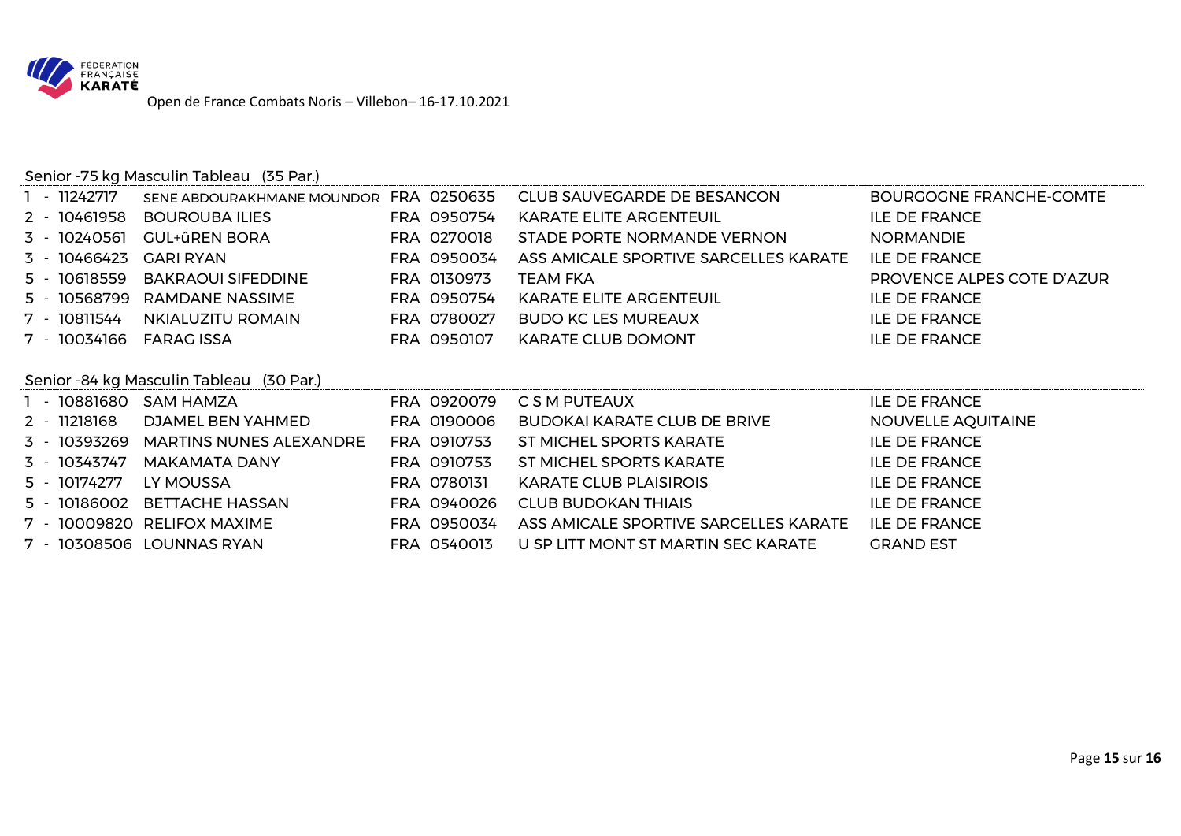Open de France Combats Noris – Villebon– 16-17.10.2021

## Senior -75 kg Masculin Tableau (35 Par.)

| | | | | | |
|---|---|---|---|---|---|
| 1 - | 11242717 | SENE ABDOURAKHMANE MOUNDOR | FRA 0250635 | CLUB SAUVEGARDE DE BESANCON | BOURGOGNE FRANCHE-COMTE |
| 2 - | 10461958 | BOUROUBA ILIES | FRA 0950754 | KARATE ELITE ARGENTEUIL | ILE DE FRANCE |
| 3 - | 10240561 | GUL+ûREN BORA | FRA 0270018 | STADE PORTE NORMANDE VERNON | NORMANDIE |
| 3 - | 10466423 | GARI RYAN | FRA 0950034 | ASS AMICALE SPORTIVE SARCELLES KARATE | ILE DE FRANCE |
| 5 - | 10618559 | BAKRAOUI SIFEDDINE | FRA 0130973 | TEAM FKA | PROVENCE ALPES COTE D'AZUR |
| 5 - | 10568799 | RAMDANE NASSIME | FRA 0950754 | KARATE ELITE ARGENTEUIL | ILE DE FRANCE |
| 7 - | 10811544 | NKIALUZITU ROMAIN | FRA 0780027 | BUDO KC LES MUREAUX | ILE DE FRANCE |
| 7 - | 10034166 | FARAG ISSA | FRA 0950107 | KARATE CLUB DOMONT | ILE DE FRANCE |

## Senior -84 kg Masculin Tableau (30 Par.)

| | | | | | |
|---|---|---|---|---|---|
| 1 - | 10881680 | SAM HAMZA | FRA 0920079 | C S M PUTEAUX | ILE DE FRANCE |
| 2 - | 11218168 | DJAMEL BEN YAHMED | FRA 0190006 | BUDOKAI KARATE CLUB DE BRIVE | NOUVELLE AQUITAINE |
| 3 - | 10393269 | MARTINS NUNES ALEXANDRE | FRA 0910753 | ST MICHEL SPORTS KARATE | ILE DE FRANCE |
| 3 - | 10343747 | MAKAMATA DANY | FRA 0910753 | ST MICHEL SPORTS KARATE | ILE DE FRANCE |
| 5 - | 10174277 | LY MOUSSA | FRA 0780131 | KARATE CLUB PLAISIROIS | ILE DE FRANCE |
| 5 - | 10186002 | BETTACHE HASSAN | FRA 0940026 | CLUB BUDOKAN THIAIS | ILE DE FRANCE |
| 7 - | 10009820 | RELIFOX MAXIME | FRA 0950034 | ASS AMICALE SPORTIVE SARCELLES KARATE | ILE DE FRANCE |
| 7 - | 10308506 | LOUNNAS RYAN | FRA 0540013 | U SP LITT MONT ST MARTIN SEC KARATE | GRAND EST |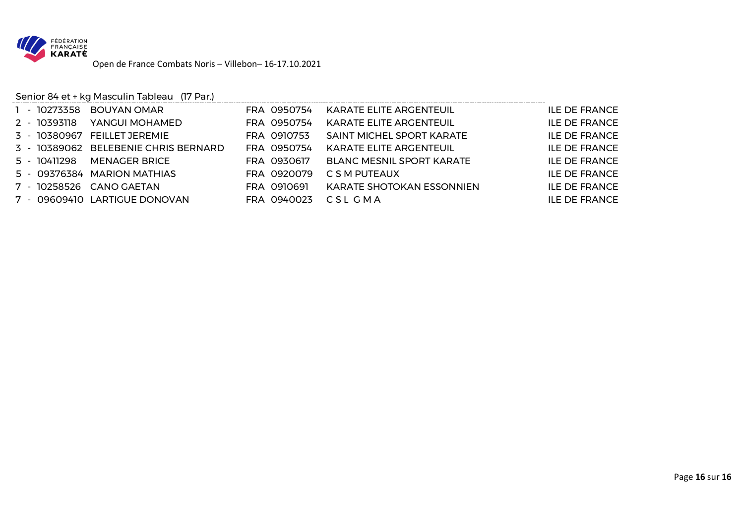Open de France Combats Noris – Villebon– 16-17.10.2021

Senior 84 et + kg Masculin Tableau (17 Par.)

| | | | | | | |
|---|---|---|---|---|---|---|
| 1 - | 10273358 | BOUYAN OMAR | FRA | 0950754 | KARATE ELITE ARGENTEUIL | ILE DE FRANCE |
| 2 - | 10393118 | YANGUI MOHAMED | FRA | 0950754 | KARATE ELITE ARGENTEUIL | ILE DE FRANCE |
| 3 - | 10380967 | FEILLET JEREMIE | FRA | 0910753 | SAINT MICHEL SPORT KARATE | ILE DE FRANCE |
| 3 - | 10389062 | BELEBENIE CHRIS BERNARD | FRA | 0950754 | KARATE ELITE ARGENTEUIL | ILE DE FRANCE |
| 5 - | 10411298 | MENAGER BRICE | FRA | 0930617 | BLANC MESNIL SPORT KARATE | ILE DE FRANCE |
| 5 - | 09376384 | MARION MATHIAS | FRA | 0920079 | C S M PUTEAUX | ILE DE FRANCE |
| 7 - | 10258526 | CANO GAETAN | FRA | 0910691 | KARATE SHOTOKAN ESSONNIEN | ILE DE FRANCE |
| 7 - | 09609410 | LARTIGUE DONOVAN | FRA | 0940023 | C S L G M A | ILE DE FRANCE |